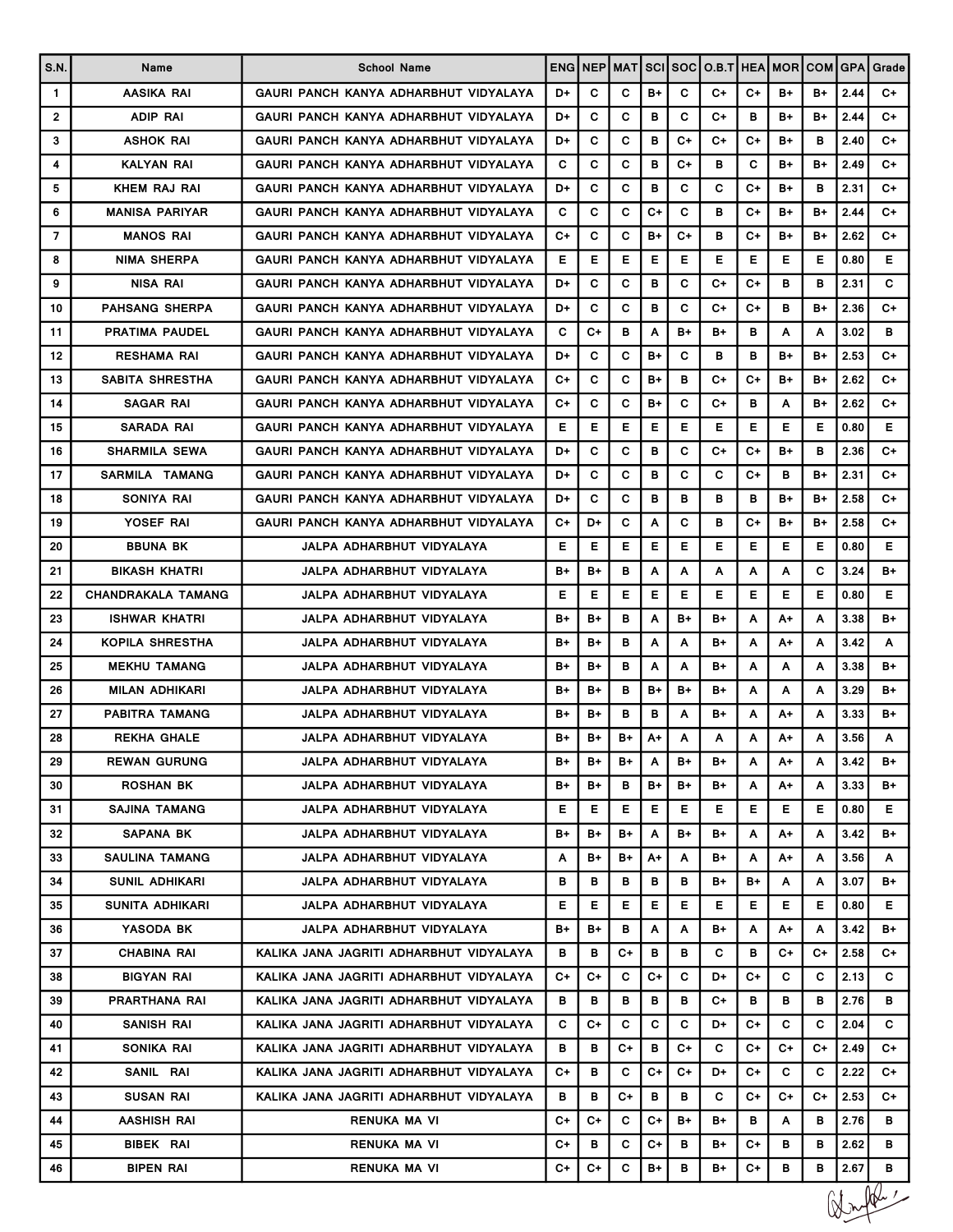| S.N. | Name | School Name | ENG | NEP | MAT | SCI | SOC | O.B.T | HEA | MOR | COM | GPA | Grade |
|---|---|---|---|---|---|---|---|---|---|---|---|---|---|
| 1 | AASIKA RAI | GAURI PANCH KANYA ADHARBHUT VIDYALAYA | D+ | C | C | B+ | C | C+ | C+ | B+ | B+ | 2.44 | C+ |
| 2 | ADIP RAI | GAURI PANCH KANYA ADHARBHUT VIDYALAYA | D+ | C | C | B | C | C+ | B | B+ | B+ | 2.44 | C+ |
| 3 | ASHOK RAI | GAURI PANCH KANYA ADHARBHUT VIDYALAYA | D+ | C | C | B | C+ | C+ | C+ | B+ | B | 2.40 | C+ |
| 4 | KALYAN RAI | GAURI PANCH KANYA ADHARBHUT VIDYALAYA | C | C | C | B | C+ | B | C | B+ | B+ | 2.49 | C+ |
| 5 | KHEM RAJ RAI | GAURI PANCH KANYA ADHARBHUT VIDYALAYA | D+ | C | C | B | C | C | C+ | B+ | B | 2.31 | C+ |
| 6 | MANISA PARIYAR | GAURI PANCH KANYA ADHARBHUT VIDYALAYA | C | C | C | C+ | C | B | C+ | B+ | B+ | 2.44 | C+ |
| 7 | MANOS RAI | GAURI PANCH KANYA ADHARBHUT VIDYALAYA | C+ | C | C | B+ | C+ | B | C+ | B+ | B+ | 2.62 | C+ |
| 8 | NIMA SHERPA | GAURI PANCH KANYA ADHARBHUT VIDYALAYA | E | E | E | E | E | E | E | E | E | 0.80 | E |
| 9 | NISA RAI | GAURI PANCH KANYA ADHARBHUT VIDYALAYA | D+ | C | C | B | C | C+ | C+ | B | B | 2.31 | C |
| 10 | PAHSANG SHERPA | GAURI PANCH KANYA ADHARBHUT VIDYALAYA | D+ | C | C | B | C | C+ | C+ | B | B+ | 2.36 | C+ |
| 11 | PRATIMA PAUDEL | GAURI PANCH KANYA ADHARBHUT VIDYALAYA | C | C+ | B | A | B+ | B+ | B | A | A | 3.02 | B |
| 12 | RESHAMA RAI | GAURI PANCH KANYA ADHARBHUT VIDYALAYA | D+ | C | C | B+ | C | B | B | B+ | B+ | 2.53 | C+ |
| 13 | SABITA SHRESTHA | GAURI PANCH KANYA ADHARBHUT VIDYALAYA | C+ | C | C | B+ | B | C+ | C+ | B+ | B+ | 2.62 | C+ |
| 14 | SAGAR RAI | GAURI PANCH KANYA ADHARBHUT VIDYALAYA | C+ | C | C | B+ | C | C+ | B | A | B+ | 2.62 | C+ |
| 15 | SARADA RAI | GAURI PANCH KANYA ADHARBHUT VIDYALAYA | E | E | E | E | E | E | E | E | E | 0.80 | E |
| 16 | SHARMILA SEWA | GAURI PANCH KANYA ADHARBHUT VIDYALAYA | D+ | C | C | B | C | C+ | C+ | B+ | B | 2.36 | C+ |
| 17 | SARMILA TAMANG | GAURI PANCH KANYA ADHARBHUT VIDYALAYA | D+ | C | C | B | C | C | C+ | B | B+ | 2.31 | C+ |
| 18 | SONIYA RAI | GAURI PANCH KANYA ADHARBHUT VIDYALAYA | D+ | C | C | B | B | B | B | B+ | B+ | 2.58 | C+ |
| 19 | YOSEF RAI | GAURI PANCH KANYA ADHARBHUT VIDYALAYA | C+ | D+ | C | A | C | B | C+ | B+ | B+ | 2.58 | C+ |
| 20 | BBUNA BK | JALPA ADHARBHUT VIDYALAYA | E | E | E | E | E | E | E | E | E | 0.80 | E |
| 21 | BIKASH KHATRI | JALPA ADHARBHUT VIDYALAYA | B+ | B+ | B | A | A | A | A | A | C | 3.24 | B+ |
| 22 | CHANDRAKALA TAMANG | JALPA ADHARBHUT VIDYALAYA | E | E | E | E | E | E | E | E | E | 0.80 | E |
| 23 | ISHWAR KHATRI | JALPA ADHARBHUT VIDYALAYA | B+ | B+ | B | A | B+ | B+ | A | A+ | A | 3.38 | B+ |
| 24 | KOPILA SHRESTHA | JALPA ADHARBHUT VIDYALAYA | B+ | B+ | B | A | A | B+ | A | A+ | A | 3.42 | A |
| 25 | MEKHU TAMANG | JALPA ADHARBHUT VIDYALAYA | B+ | B+ | B | A | A | B+ | A | A | A | 3.38 | B+ |
| 26 | MILAN ADHIKARI | JALPA ADHARBHUT VIDYALAYA | B+ | B+ | B | B+ | B+ | B+ | A | A | A | 3.29 | B+ |
| 27 | PABITRA TAMANG | JALPA ADHARBHUT VIDYALAYA | B+ | B+ | B | B | A | B+ | A | A+ | A | 3.33 | B+ |
| 28 | REKHA GHALE | JALPA ADHARBHUT VIDYALAYA | B+ | B+ | B+ | A+ | A | A | A | A+ | A | 3.56 | A |
| 29 | REWAN GURUNG | JALPA ADHARBHUT VIDYALAYA | B+ | B+ | B+ | A | B+ | B+ | A | A+ | A | 3.42 | B+ |
| 30 | ROSHAN BK | JALPA ADHARBHUT VIDYALAYA | B+ | B+ | B | B+ | B+ | B+ | A | A+ | A | 3.33 | B+ |
| 31 | SAJINA TAMANG | JALPA ADHARBHUT VIDYALAYA | E | E | E | E | E | E | E | E | E | 0.80 | E |
| 32 | SAPANA BK | JALPA ADHARBHUT VIDYALAYA | B+ | B+ | B+ | A | B+ | B+ | A | A+ | A | 3.42 | B+ |
| 33 | SAULINA TAMANG | JALPA ADHARBHUT VIDYALAYA | A | B+ | B+ | A+ | A | B+ | A | A+ | A | 3.56 | A |
| 34 | SUNIL ADHIKARI | JALPA ADHARBHUT VIDYALAYA | B | B | B | B | B | B+ | B+ | A | A | 3.07 | B+ |
| 35 | SUNITA ADHIKARI | JALPA ADHARBHUT VIDYALAYA | E | E | E | E | E | E | E | E | E | 0.80 | E |
| 36 | YASODA BK | JALPA ADHARBHUT VIDYALAYA | B+ | B+ | B | A | A | B+ | A | A+ | A | 3.42 | B+ |
| 37 | CHABINA RAI | KALIKA JANA JAGRITI ADHARBHUT VIDYALAYA | B | B | C+ | B | B | C | B | C+ | C+ | 2.58 | C+ |
| 38 | BIGYAN RAI | KALIKA JANA JAGRITI ADHARBHUT VIDYALAYA | C+ | C+ | C | C+ | C | D+ | C+ | C | C | 2.13 | C |
| 39 | PRARTHANA RAI | KALIKA JANA JAGRITI ADHARBHUT VIDYALAYA | B | B | B | B | B | C+ | B | B | B | 2.76 | B |
| 40 | SANISH RAI | KALIKA JANA JAGRITI ADHARBHUT VIDYALAYA | C | C+ | C | C | C | D+ | C+ | C | C | 2.04 | C |
| 41 | SONIKA RAI | KALIKA JANA JAGRITI ADHARBHUT VIDYALAYA | B | B | C+ | B | C+ | C | C+ | C+ | C+ | 2.49 | C+ |
| 42 | SANIL RAI | KALIKA JANA JAGRITI ADHARBHUT VIDYALAYA | C+ | B | C | C+ | C+ | D+ | C+ | C | C | 2.22 | C+ |
| 43 | SUSAN RAI | KALIKA JANA JAGRITI ADHARBHUT VIDYALAYA | B | B | C+ | B | B | C | C+ | C+ | C+ | 2.53 | C+ |
| 44 | AASHISH RAI | RENUKA MA VI | C+ | C+ | C | C+ | B+ | B+ | B | A | B | 2.76 | B |
| 45 | BIBEK RAI | RENUKA MA VI | C+ | B | C | C+ | B | B+ | C+ | B | B | 2.62 | B |
| 46 | BIPEN RAI | RENUKA MA VI | C+ | C+ | C | B+ | B | B+ | C+ | B | B | 2.67 | B |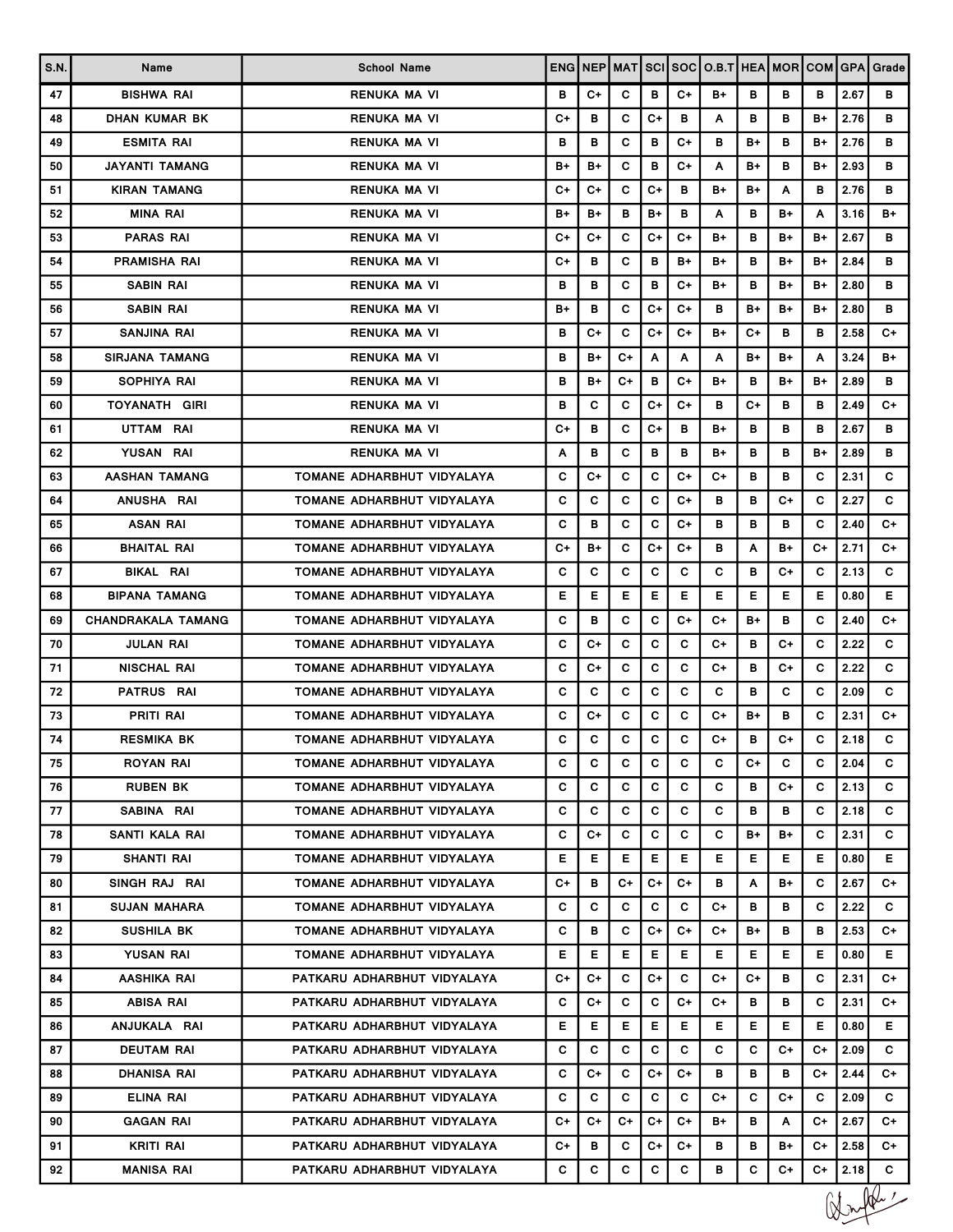| S.N. | Name | School Name | ENG | NEP | MAT | SCI | SOC | O.B.T | HEA | MOR | COM | GPA | Grade |
|---|---|---|---|---|---|---|---|---|---|---|---|---|---|
| 47 | BISHWA RAI | RENUKA MA VI | B | C+ | C | B | C+ | B+ | B | B | B | 2.67 | B |
| 48 | DHAN KUMAR BK | RENUKA MA VI | C+ | B | C | C+ | B | A | B | B | B+ | 2.76 | B |
| 49 | ESMITA RAI | RENUKA MA VI | B | B | C | B | C+ | B | B+ | B | B+ | 2.76 | B |
| 50 | JAYANTI TAMANG | RENUKA MA VI | B+ | B+ | C | B | C+ | A | B+ | B | B+ | 2.93 | B |
| 51 | KIRAN TAMANG | RENUKA MA VI | C+ | C+ | C | C+ | B | B+ | B+ | A | B | 2.76 | B |
| 52 | MINA RAI | RENUKA MA VI | B+ | B+ | B | B+ | B | A | B | B+ | A | 3.16 | B+ |
| 53 | PARAS RAI | RENUKA MA VI | C+ | C+ | C | C+ | C+ | B+ | B | B+ | B+ | 2.67 | B |
| 54 | PRAMISHA RAI | RENUKA MA VI | C+ | B | C | B | B+ | B+ | B | B+ | B+ | 2.84 | B |
| 55 | SABIN RAI | RENUKA MA VI | B | B | C | B | C+ | B+ | B | B+ | B+ | 2.80 | B |
| 56 | SABIN RAI | RENUKA MA VI | B+ | B | C | C+ | C+ | B | B+ | B+ | B+ | 2.80 | B |
| 57 | SANJINA RAI | RENUKA MA VI | B | C+ | C | C+ | C+ | B+ | C+ | B | B | 2.58 | C+ |
| 58 | SIRJANA TAMANG | RENUKA MA VI | B | B+ | C+ | A | A | A | B+ | B+ | A | 3.24 | B+ |
| 59 | SOPHIYA RAI | RENUKA MA VI | B | B+ | C+ | B | C+ | B+ | B | B+ | B+ | 2.89 | B |
| 60 | TOYANATH GIRI | RENUKA MA VI | B | C | C | C+ | C+ | B | C+ | B | B | 2.49 | C+ |
| 61 | UTTAM RAI | RENUKA MA VI | C+ | B | C | C+ | B | B+ | B | B | B | 2.67 | B |
| 62 | YUSAN RAI | RENUKA MA VI | A | B | C | B | B | B+ | B | B | B+ | 2.89 | B |
| 63 | AASHAN TAMANG | TOMANE ADHARBHUT VIDYALAYA | C | C+ | C | C | C+ | C+ | B | B | C | 2.31 | C |
| 64 | ANUSHA RAI | TOMANE ADHARBHUT VIDYALAYA | C | C | C | C | C+ | B | B | C+ | C | 2.27 | C |
| 65 | ASAN RAI | TOMANE ADHARBHUT VIDYALAYA | C | B | C | C | C+ | B | B | B | C | 2.40 | C+ |
| 66 | BHAITAL RAI | TOMANE ADHARBHUT VIDYALAYA | C+ | B+ | C | C+ | C+ | B | A | B+ | C+ | 2.71 | C+ |
| 67 | BIKAL RAI | TOMANE ADHARBHUT VIDYALAYA | C | C | C | C | C | C | B | C+ | C | 2.13 | C |
| 68 | BIPANA TAMANG | TOMANE ADHARBHUT VIDYALAYA | E | E | E | E | E | E | E | E | E | 0.80 | E |
| 69 | CHANDRAKALA TAMANG | TOMANE ADHARBHUT VIDYALAYA | C | B | C | C | C+ | C+ | B+ | B | C | 2.40 | C+ |
| 70 | JULAN RAI | TOMANE ADHARBHUT VIDYALAYA | C | C+ | C | C | C | C+ | B | C+ | C | 2.22 | C |
| 71 | NISCHAL RAI | TOMANE ADHARBHUT VIDYALAYA | C | C+ | C | C | C | C+ | B | C+ | C | 2.22 | C |
| 72 | PATRUS RAI | TOMANE ADHARBHUT VIDYALAYA | C | C | C | C | C | C | B | C | C | 2.09 | C |
| 73 | PRITI RAI | TOMANE ADHARBHUT VIDYALAYA | C | C+ | C | C | C | C+ | B+ | B | C | 2.31 | C+ |
| 74 | RESMIKA BK | TOMANE ADHARBHUT VIDYALAYA | C | C | C | C | C | C+ | B | C+ | C | 2.18 | C |
| 75 | ROYAN RAI | TOMANE ADHARBHUT VIDYALAYA | C | C | C | C | C | C | C+ | C | C | 2.04 | C |
| 76 | RUBEN BK | TOMANE ADHARBHUT VIDYALAYA | C | C | C | C | C | C | B | C+ | C | 2.13 | C |
| 77 | SABINA RAI | TOMANE ADHARBHUT VIDYALAYA | C | C | C | C | C | C | B | B | C | 2.18 | C |
| 78 | SANTI KALA RAI | TOMANE ADHARBHUT VIDYALAYA | C | C+ | C | C | C | C | B+ | B+ | C | 2.31 | C |
| 79 | SHANTI RAI | TOMANE ADHARBHUT VIDYALAYA | E | E | E | E | E | E | E | E | E | 0.80 | E |
| 80 | SINGH RAJ RAI | TOMANE ADHARBHUT VIDYALAYA | C+ | B | C+ | C+ | C+ | B | A | B+ | C | 2.67 | C+ |
| 81 | SUJAN MAHARA | TOMANE ADHARBHUT VIDYALAYA | C | C | C | C | C | C+ | B | B | C | 2.22 | C |
| 82 | SUSHILA BK | TOMANE ADHARBHUT VIDYALAYA | C | B | C | C+ | C+ | C+ | B+ | B | B | 2.53 | C+ |
| 83 | YUSAN RAI | TOMANE ADHARBHUT VIDYALAYA | E | E | E | E | E | E | E | E | E | 0.80 | E |
| 84 | AASHIKA RAI | PATKARU ADHARBHUT VIDYALAYA | C+ | C+ | C | C+ | C | C+ | C+ | B | C | 2.31 | C+ |
| 85 | ABISA RAI | PATKARU ADHARBHUT VIDYALAYA | C | C+ | C | C | C+ | C+ | B | B | C | 2.31 | C+ |
| 86 | ANJUKALA RAI | PATKARU ADHARBHUT VIDYALAYA | E | E | E | E | E | E | E | E | E | 0.80 | E |
| 87 | DEUTAM RAI | PATKARU ADHARBHUT VIDYALAYA | C | C | C | C | C | C | C | C+ | C+ | 2.09 | C |
| 88 | DHANISA RAI | PATKARU ADHARBHUT VIDYALAYA | C | C+ | C | C+ | C+ | B | B | B | C+ | 2.44 | C+ |
| 89 | ELINA RAI | PATKARU ADHARBHUT VIDYALAYA | C | C | C | C | C | C+ | C | C+ | C | 2.09 | C |
| 90 | GAGAN RAI | PATKARU ADHARBHUT VIDYALAYA | C+ | C+ | C+ | C+ | C+ | B+ | B | A | C+ | 2.67 | C+ |
| 91 | KRITI RAI | PATKARU ADHARBHUT VIDYALAYA | C+ | B | C | C+ | C+ | B | B | B+ | C+ | 2.58 | C+ |
| 92 | MANISA RAI | PATKARU ADHARBHUT VIDYALAYA | C | C | C | C | C | B | C | C+ | C+ | 2.18 | C |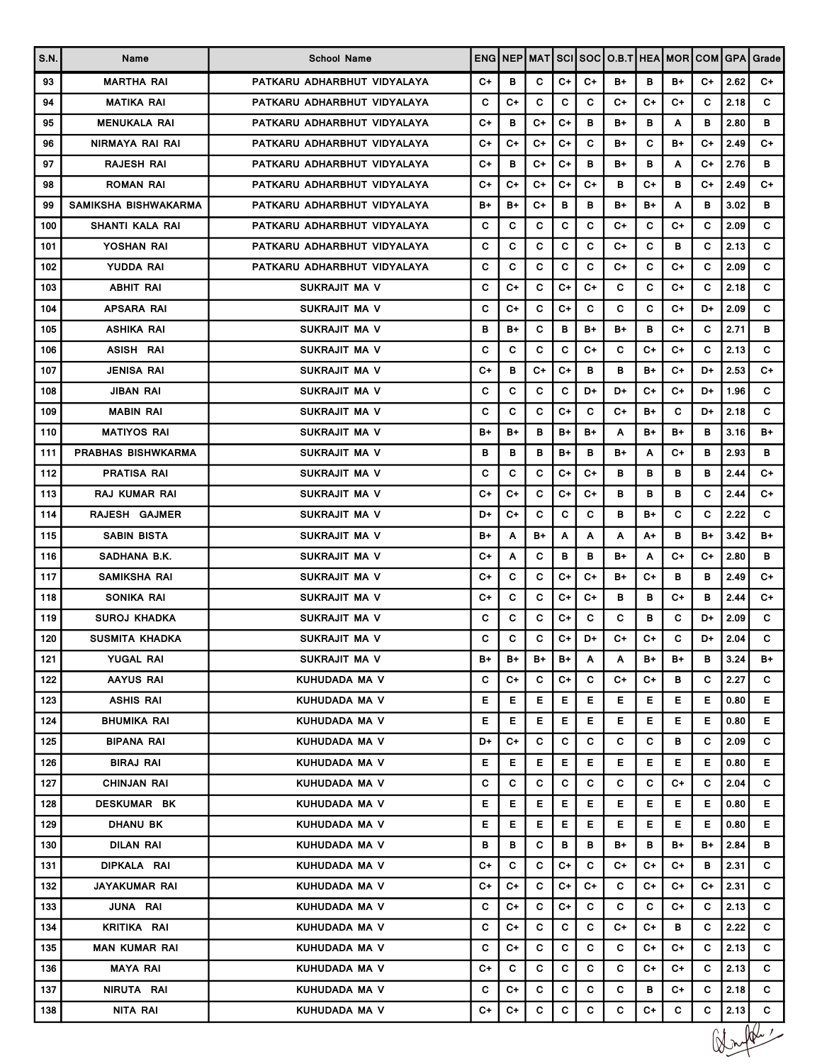| S.N. | Name | School Name | ENG | NEP | MAT | SCI | SOC | O.B.T | HEA | MOR | COM | GPA | Grade |
|---|---|---|---|---|---|---|---|---|---|---|---|---|---|
| 93 | MARTHA RAI | PATKARU ADHARBHUT VIDYALAYA | C+ | B | C | C+ | C+ | B+ | B | B+ | C+ | 2.62 | C+ |
| 94 | MATIKA RAI | PATKARU ADHARBHUT VIDYALAYA | C | C+ | C | C | C | C+ | C+ | C+ | C | 2.18 | C |
| 95 | MENUKALA RAI | PATKARU ADHARBHUT VIDYALAYA | C+ | B | C+ | C+ | B | B+ | B | A | B | 2.80 | B |
| 96 | NIRMAYA RAI RAI | PATKARU ADHARBHUT VIDYALAYA | C+ | C+ | C+ | C+ | C | B+ | C | B+ | C+ | 2.49 | C+ |
| 97 | RAJESH RAI | PATKARU ADHARBHUT VIDYALAYA | C+ | B | C+ | C+ | B | B+ | B | A | C+ | 2.76 | B |
| 98 | ROMAN RAI | PATKARU ADHARBHUT VIDYALAYA | C+ | C+ | C+ | C+ | C+ | B | C+ | B | C+ | 2.49 | C+ |
| 99 | SAMIKSHA BISHWAKARMA | PATKARU ADHARBHUT VIDYALAYA | B+ | B+ | C+ | B | B | B+ | B+ | A | B | 3.02 | B |
| 100 | SHANTI KALA RAI | PATKARU ADHARBHUT VIDYALAYA | C | C | C | C | C | C+ | C | C+ | C | 2.09 | C |
| 101 | YOSHAN RAI | PATKARU ADHARBHUT VIDYALAYA | C | C | C | C | C | C+ | C | B | C | 2.13 | C |
| 102 | YUDDA RAI | PATKARU ADHARBHUT VIDYALAYA | C | C | C | C | C | C+ | C | C+ | C | 2.09 | C |
| 103 | ABHIT RAI | SUKRAJIT MA V | C | C+ | C | C+ | C+ | C | C | C+ | C | 2.18 | C |
| 104 | APSARA RAI | SUKRAJIT MA V | C | C+ | C | C+ | C | C | C | C+ | D+ | 2.09 | C |
| 105 | ASHIKA RAI | SUKRAJIT MA V | B | B+ | C | B | B+ | B+ | B | C+ | C | 2.71 | B |
| 106 | ASISH RAI | SUKRAJIT MA V | C | C | C | C | C+ | C | C+ | C+ | C | 2.13 | C |
| 107 | JENISA RAI | SUKRAJIT MA V | C+ | B | C+ | C+ | B | B | B+ | C+ | D+ | 2.53 | C+ |
| 108 | JIBAN RAI | SUKRAJIT MA V | C | C | C | C | D+ | D+ | C+ | C+ | D+ | 1.96 | C |
| 109 | MABIN RAI | SUKRAJIT MA V | C | C | C | C+ | C | C+ | B+ | C | D+ | 2.18 | C |
| 110 | MATIYOS RAI | SUKRAJIT MA V | B+ | B+ | B | B+ | B+ | A | B+ | B+ | B | 3.16 | B+ |
| 111 | PRABHAS BISHWKARMA | SUKRAJIT MA V | B | B | B | B+ | B | B+ | A | C+ | B | 2.93 | B |
| 112 | PRATISA RAI | SUKRAJIT MA V | C | C | C | C+ | C+ | B | B | B | B | 2.44 | C+ |
| 113 | RAJ KUMAR RAI | SUKRAJIT MA V | C+ | C+ | C | C+ | C+ | B | B | B | C | 2.44 | C+ |
| 114 | RAJESH GAJMER | SUKRAJIT MA V | D+ | C+ | C | C | C | B | B+ | C | C | 2.22 | C |
| 115 | SABIN BISTA | SUKRAJIT MA V | B+ | A | B+ | A | A | A | A+ | B | B+ | 3.42 | B+ |
| 116 | SADHANA B.K. | SUKRAJIT MA V | C+ | A | C | B | B | B+ | A | C+ | C+ | 2.80 | B |
| 117 | SAMIKSHA RAI | SUKRAJIT MA V | C+ | C | C | C+ | C+ | B+ | C+ | B | B | 2.49 | C+ |
| 118 | SONIKA RAI | SUKRAJIT MA V | C+ | C | C | C+ | C+ | B | B | C+ | B | 2.44 | C+ |
| 119 | SUROJ KHADKA | SUKRAJIT MA V | C | C | C | C+ | C | C | B | C | D+ | 2.09 | C |
| 120 | SUSMITA KHADKA | SUKRAJIT MA V | C | C | C | C+ | D+ | C+ | C+ | C | D+ | 2.04 | C |
| 121 | YUGAL RAI | SUKRAJIT MA V | B+ | B+ | B+ | B+ | A | A | B+ | B+ | B | 3.24 | B+ |
| 122 | AAYUS RAI | KUHUDADA MA V | C | C+ | C | C+ | C | C+ | C+ | B | C | 2.27 | C |
| 123 | ASHIS RAI | KUHUDADA MA V | E | E | E | E | E | E | E | E | E | 0.80 | E |
| 124 | BHUMIKA RAI | KUHUDADA MA V | E | E | E | E | E | E | E | E | E | 0.80 | E |
| 125 | BIPANA RAI | KUHUDADA MA V | D+ | C+ | C | C | C | C | C | B | C | 2.09 | C |
| 126 | BIRAJ RAI | KUHUDADA MA V | E | E | E | E | E | E | E | E | E | 0.80 | E |
| 127 | CHINJAN RAI | KUHUDADA MA V | C | C | C | C | C | C | C | C+ | C | 2.04 | C |
| 128 | DESKUMAR BK | KUHUDADA MA V | E | E | E | E | E | E | E | E | E | 0.80 | E |
| 129 | DHANU BK | KUHUDADA MA V | E | E | E | E | E | E | E | E | E | 0.80 | E |
| 130 | DILAN RAI | KUHUDADA MA V | B | B | C | B | B | B+ | B | B+ | B+ | 2.84 | B |
| 131 | DIPKALA RAI | KUHUDADA MA V | C+ | C | C | C+ | C | C+ | C+ | C+ | B | 2.31 | C |
| 132 | JAYAKUMAR RAI | KUHUDADA MA V | C+ | C+ | C | C+ | C+ | C | C+ | C+ | C+ | 2.31 | C |
| 133 | JUNA RAI | KUHUDADA MA V | C | C+ | C | C+ | C | C | C | C+ | C | 2.13 | C |
| 134 | KRITIKA RAI | KUHUDADA MA V | C | C+ | C | C | C | C+ | C+ | B | C | 2.22 | C |
| 135 | MAN KUMAR RAI | KUHUDADA MA V | C | C+ | C | C | C | C | C+ | C+ | C | 2.13 | C |
| 136 | MAYA RAI | KUHUDADA MA V | C+ | C | C | C | C | C | C+ | C+ | C | 2.13 | C |
| 137 | NIRUTA RAI | KUHUDADA MA V | C | C+ | C | C | C | C | B | C+ | C | 2.18 | C |
| 138 | NITA RAI | KUHUDADA MA V | C+ | C+ | C | C | C | C | C+ | C | C | 2.13 | C |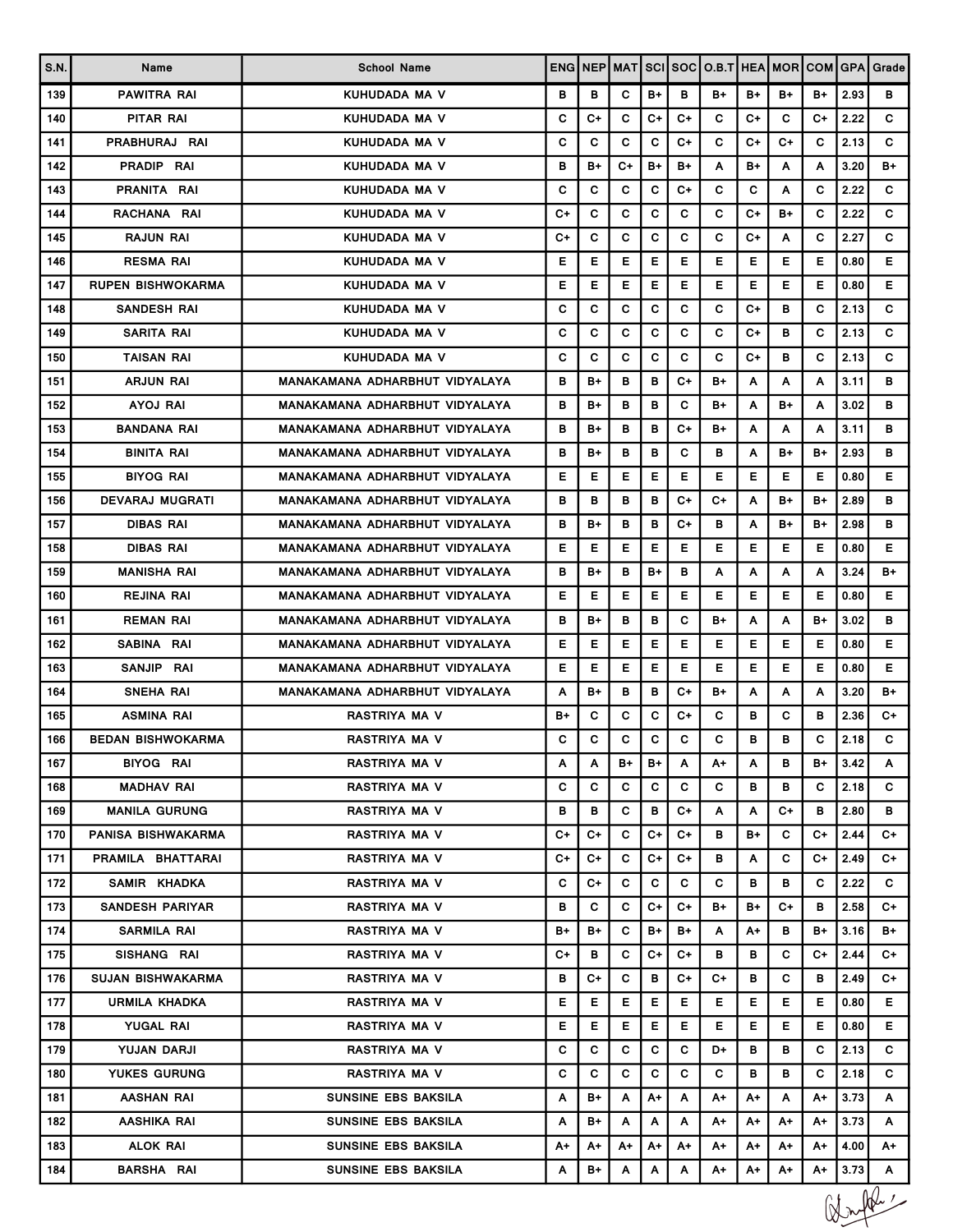| S.N. | Name | School Name | ENG | NEP | MAT | SCI | SOC | O.B.T | HEA | MOR | COM | GPA | Grade |
|---|---|---|---|---|---|---|---|---|---|---|---|---|---|
| 139 | PAWITRA RAI | KUHUDADA MA V | B | B | C | B+ | B | B+ | B+ | B+ | B+ | 2.93 | B |
| 140 | PITAR RAI | KUHUDADA MA V | C | C+ | C | C+ | C+ | C | C+ | C | C+ | 2.22 | C |
| 141 | PRABHURAJ RAI | KUHUDADA MA V | C | C | C | C | C+ | C | C+ | C+ | C | 2.13 | C |
| 142 | PRADIP RAI | KUHUDADA MA V | B | B+ | C+ | B+ | B+ | A | B+ | A | A | 3.20 | B+ |
| 143 | PRANITA RAI | KUHUDADA MA V | C | C | C | C | C+ | C | C | A | C | 2.22 | C |
| 144 | RACHANA RAI | KUHUDADA MA V | C+ | C | C | C | C | C | C+ | B+ | C | 2.22 | C |
| 145 | RAJUN RAI | KUHUDADA MA V | C+ | C | C | C | C | C | C+ | A | C | 2.27 | C |
| 146 | RESMA RAI | KUHUDADA MA V | E | E | E | E | E | E | E | E | E | 0.80 | E |
| 147 | RUPEN BISHWOKARMA | KUHUDADA MA V | E | E | E | E | E | E | E | E | E | 0.80 | E |
| 148 | SANDESH RAI | KUHUDADA MA V | C | C | C | C | C | C | C+ | B | C | 2.13 | C |
| 149 | SARITA RAI | KUHUDADA MA V | C | C | C | C | C | C | C+ | B | C | 2.13 | C |
| 150 | TAISAN RAI | KUHUDADA MA V | C | C | C | C | C | C | C+ | B | C | 2.13 | C |
| 151 | ARJUN RAI | MANAKAMANA ADHARBHUT VIDYALAYA | B | B+ | B | B | C+ | B+ | A | A | A | 3.11 | B |
| 152 | AYOJ RAI | MANAKAMANA ADHARBHUT VIDYALAYA | B | B+ | B | B | C | B+ | A | B+ | A | 3.02 | B |
| 153 | BANDANA RAI | MANAKAMANA ADHARBHUT VIDYALAYA | B | B+ | B | B | C+ | B+ | A | A | A | 3.11 | B |
| 154 | BINITA RAI | MANAKAMANA ADHARBHUT VIDYALAYA | B | B+ | B | B | C | B | A | B+ | B+ | 2.93 | B |
| 155 | BIYOG RAI | MANAKAMANA ADHARBHUT VIDYALAYA | E | E | E | E | E | E | E | E | E | 0.80 | E |
| 156 | DEVARAJ MUGRATI | MANAKAMANA ADHARBHUT VIDYALAYA | B | B | B | B | C+ | C+ | A | B+ | B+ | 2.89 | B |
| 157 | DIBAS RAI | MANAKAMANA ADHARBHUT VIDYALAYA | B | B+ | B | B | C+ | B | A | B+ | B+ | 2.98 | B |
| 158 | DIBAS RAI | MANAKAMANA ADHARBHUT VIDYALAYA | E | E | E | E | E | E | E | E | E | 0.80 | E |
| 159 | MANISHA RAI | MANAKAMANA ADHARBHUT VIDYALAYA | B | B+ | B | B+ | B | A | A | A | A | 3.24 | B+ |
| 160 | REJINA RAI | MANAKAMANA ADHARBHUT VIDYALAYA | E | E | E | E | E | E | E | E | E | 0.80 | E |
| 161 | REMAN RAI | MANAKAMANA ADHARBHUT VIDYALAYA | B | B+ | B | B | C | B+ | A | A | B+ | 3.02 | B |
| 162 | SABINA RAI | MANAKAMANA ADHARBHUT VIDYALAYA | E | E | E | E | E | E | E | E | E | 0.80 | E |
| 163 | SANJIP RAI | MANAKAMANA ADHARBHUT VIDYALAYA | E | E | E | E | E | E | E | E | E | 0.80 | E |
| 164 | SNEHA RAI | MANAKAMANA ADHARBHUT VIDYALAYA | A | B+ | B | B | C+ | B+ | A | A | A | 3.20 | B+ |
| 165 | ASMINA RAI | RASTRIYA MA V | B+ | C | C | C | C+ | C | B | C | B | 2.36 | C+ |
| 166 | BEDAN BISHWOKARMA | RASTRIYA MA V | C | C | C | C | C | C | B | B | C | 2.18 | C |
| 167 | BIYOG RAI | RASTRIYA MA V | A | A | B+ | B+ | A | A+ | A | B | B+ | 3.42 | A |
| 168 | MADHAV RAI | RASTRIYA MA V | C | C | C | C | C | C | B | B | C | 2.18 | C |
| 169 | MANILA GURUNG | RASTRIYA MA V | B | B | C | B | C+ | A | A | C+ | B | 2.80 | B |
| 170 | PANISA BISHWAKARMA | RASTRIYA MA V | C+ | C+ | C | C+ | C+ | B | B+ | C | C+ | 2.44 | C+ |
| 171 | PRAMILA BHATTARAI | RASTRIYA MA V | C+ | C+ | C | C+ | C+ | B | A | C | C+ | 2.49 | C+ |
| 172 | SAMIR KHADKA | RASTRIYA MA V | C | C+ | C | C | C | C | B | B | C | 2.22 | C |
| 173 | SANDESH PARIYAR | RASTRIYA MA V | B | C | C | C+ | C+ | B+ | B+ | C+ | B | 2.58 | C+ |
| 174 | SARMILA RAI | RASTRIYA MA V | B+ | B+ | C | B+ | B+ | A | A+ | B | B+ | 3.16 | B+ |
| 175 | SISHANG RAI | RASTRIYA MA V | C+ | B | C | C+ | C+ | B | B | C | C+ | 2.44 | C+ |
| 176 | SUJAN BISHWAKARMA | RASTRIYA MA V | B | C+ | C | B | C+ | C+ | B | C | B | 2.49 | C+ |
| 177 | URMILA KHADKA | RASTRIYA MA V | E | E | E | E | E | E | E | E | E | 0.80 | E |
| 178 | YUGAL RAI | RASTRIYA MA V | E | E | E | E | E | E | E | E | E | 0.80 | E |
| 179 | YUJAN DARJI | RASTRIYA MA V | C | C | C | C | C | D+ | B | B | C | 2.13 | C |
| 180 | YUKES GURUNG | RASTRIYA MA V | C | C | C | C | C | C | B | B | C | 2.18 | C |
| 181 | AASHAN RAI | SUNSINE EBS BAKSILA | A | B+ | A | A+ | A | A+ | A+ | A | A+ | 3.73 | A |
| 182 | AASHIKA RAI | SUNSINE EBS BAKSILA | A | B+ | A | A | A | A+ | A+ | A+ | A+ | 3.73 | A |
| 183 | ALOK RAI | SUNSINE EBS BAKSILA | A+ | A+ | A+ | A+ | A+ | A+ | A+ | A+ | A+ | 4.00 | A+ |
| 184 | BARSHA RAI | SUNSINE EBS BAKSILA | A | B+ | A | A | A | A+ | A+ | A+ | A+ | 3.73 | A |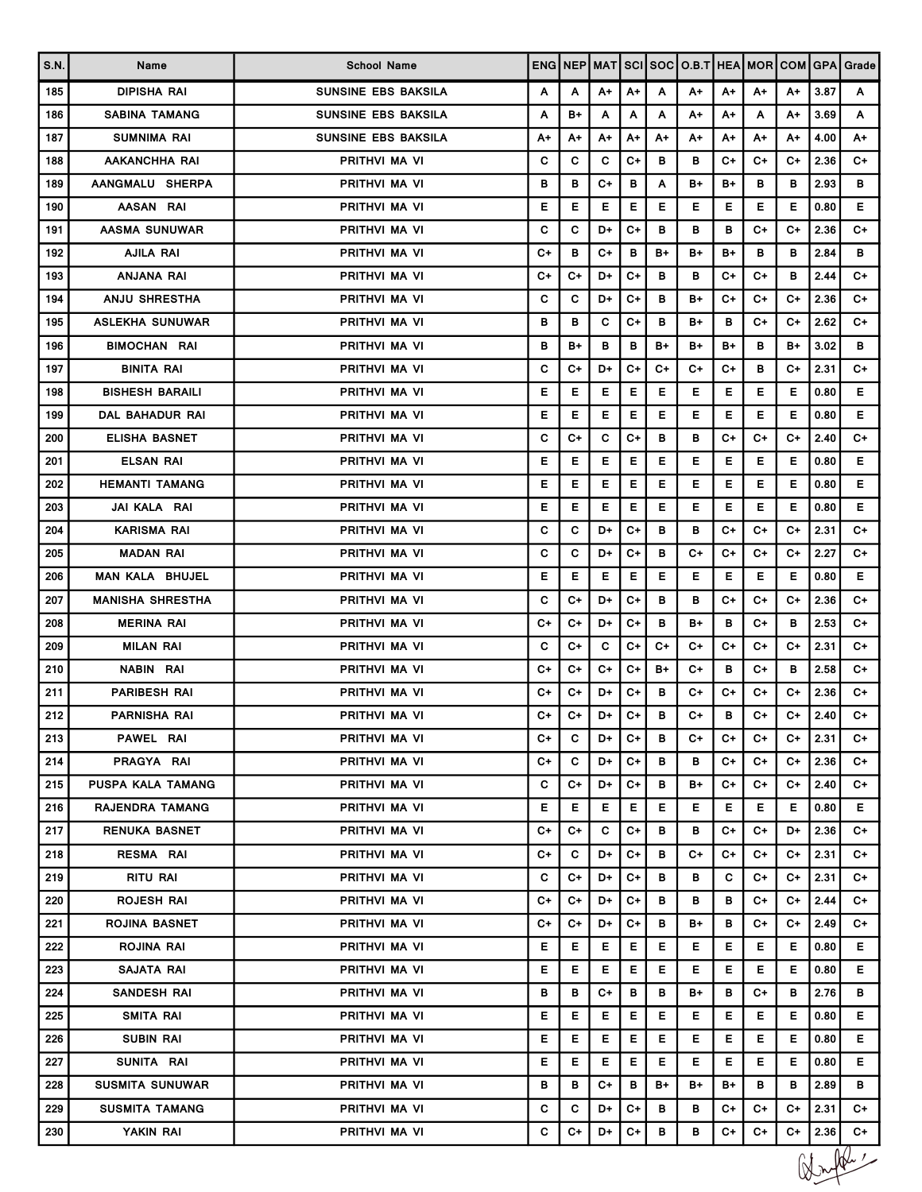| S.N. | Name | School Name | ENG | NEP | MAT | SCI | SOC | O.B.T | HEA | MOR | COM | GPA | Grade |
|---|---|---|---|---|---|---|---|---|---|---|---|---|---|
| 185 | DIPISHA RAI | SUNSINE EBS BAKSILA | A | A | A+ | A+ | A | A+ | A+ | A+ | A+ | 3.87 | A |
| 186 | SABINA TAMANG | SUNSINE EBS BAKSILA | A | B+ | A | A | A | A+ | A+ | A | A+ | 3.69 | A |
| 187 | SUMNIMA RAI | SUNSINE EBS BAKSILA | A+ | A+ | A+ | A+ | A+ | A+ | A+ | A+ | A+ | 4.00 | A+ |
| 188 | AAKANCHHA RAI | PRITHVI MA VI | C | C | C | C+ | B | B | C+ | C+ | C+ | 2.36 | C+ |
| 189 | AANGMALU SHERPA | PRITHVI MA VI | B | B | C+ | B | A | B+ | B+ | B | B | 2.93 | B |
| 190 | AASAN RAI | PRITHVI MA VI | E | E | E | E | E | E | E | E | E | 0.80 | E |
| 191 | AASMA SUNUWAR | PRITHVI MA VI | C | C | D+ | C+ | B | B | B | C+ | C+ | 2.36 | C+ |
| 192 | AJILA RAI | PRITHVI MA VI | C+ | B | C+ | B | B+ | B+ | B+ | B | B | 2.84 | B |
| 193 | ANJANA RAI | PRITHVI MA VI | C+ | C+ | D+ | C+ | B | B | C+ | C+ | B | 2.44 | C+ |
| 194 | ANJU SHRESTHA | PRITHVI MA VI | C | C | D+ | C+ | B | B+ | C+ | C+ | C+ | 2.36 | C+ |
| 195 | ASLEKHA SUNUWAR | PRITHVI MA VI | B | B | C | C+ | B | B+ | B | C+ | C+ | 2.62 | C+ |
| 196 | BIMOCHAN RAI | PRITHVI MA VI | B | B+ | B | B | B+ | B+ | B+ | B | B+ | 3.02 | B |
| 197 | BINITA RAI | PRITHVI MA VI | C | C+ | D+ | C+ | C+ | C+ | C+ | B | C+ | 2.31 | C+ |
| 198 | BISHESH BARAILI | PRITHVI MA VI | E | E | E | E | E | E | E | E | E | 0.80 | E |
| 199 | DAL BAHADUR RAI | PRITHVI MA VI | E | E | E | E | E | E | E | E | E | 0.80 | E |
| 200 | ELISHA BASNET | PRITHVI MA VI | C | C+ | C | C+ | B | B | C+ | C+ | C+ | 2.40 | C+ |
| 201 | ELSAN RAI | PRITHVI MA VI | E | E | E | E | E | E | E | E | E | 0.80 | E |
| 202 | HEMANTI TAMANG | PRITHVI MA VI | E | E | E | E | E | E | E | E | E | 0.80 | E |
| 203 | JAI KALA RAI | PRITHVI MA VI | E | E | E | E | E | E | E | E | E | 0.80 | E |
| 204 | KARISMA RAI | PRITHVI MA VI | C | C | D+ | C+ | B | B | C+ | C+ | C+ | 2.31 | C+ |
| 205 | MADAN RAI | PRITHVI MA VI | C | C | D+ | C+ | B | C+ | C+ | C+ | C+ | 2.27 | C+ |
| 206 | MAN KALA BHUJEL | PRITHVI MA VI | E | E | E | E | E | E | E | E | E | 0.80 | E |
| 207 | MANISHA SHRESTHA | PRITHVI MA VI | C | C+ | D+ | C+ | B | B | C+ | C+ | C+ | 2.36 | C+ |
| 208 | MERINA RAI | PRITHVI MA VI | C+ | C+ | D+ | C+ | B | B+ | B | C+ | B | 2.53 | C+ |
| 209 | MILAN RAI | PRITHVI MA VI | C | C+ | C | C+ | C+ | C+ | C+ | C+ | C+ | 2.31 | C+ |
| 210 | NABIN RAI | PRITHVI MA VI | C+ | C+ | C+ | C+ | B+ | C+ | B | C+ | B | 2.58 | C+ |
| 211 | PARIBESH RAI | PRITHVI MA VI | C+ | C+ | D+ | C+ | B | C+ | C+ | C+ | C+ | 2.36 | C+ |
| 212 | PARNISHA RAI | PRITHVI MA VI | C+ | C+ | D+ | C+ | B | C+ | B | C+ | C+ | 2.40 | C+ |
| 213 | PAWEL RAI | PRITHVI MA VI | C+ | C | D+ | C+ | B | C+ | C+ | C+ | C+ | 2.31 | C+ |
| 214 | PRAGYA RAI | PRITHVI MA VI | C+ | C | D+ | C+ | B | B | C+ | C+ | C+ | 2.36 | C+ |
| 215 | PUSPA KALA TAMANG | PRITHVI MA VI | C | C+ | D+ | C+ | B | B+ | C+ | C+ | C+ | 2.40 | C+ |
| 216 | RAJENDRA TAMANG | PRITHVI MA VI | E | E | E | E | E | E | E | E | E | 0.80 | E |
| 217 | RENUKA BASNET | PRITHVI MA VI | C+ | C+ | C | C+ | B | B | C+ | C+ | D+ | 2.36 | C+ |
| 218 | RESMA RAI | PRITHVI MA VI | C+ | C | D+ | C+ | B | C+ | C+ | C+ | C+ | 2.31 | C+ |
| 219 | RITU RAI | PRITHVI MA VI | C | C+ | D+ | C+ | B | B | C | C+ | C+ | 2.31 | C+ |
| 220 | ROJESH RAI | PRITHVI MA VI | C+ | C+ | D+ | C+ | B | B | B | C+ | C+ | 2.44 | C+ |
| 221 | ROJINA BASNET | PRITHVI MA VI | C+ | C+ | D+ | C+ | B | B+ | B | C+ | C+ | 2.49 | C+ |
| 222 | ROJINA RAI | PRITHVI MA VI | E | E | E | E | E | E | E | E | E | 0.80 | E |
| 223 | SAJATA RAI | PRITHVI MA VI | E | E | E | E | E | E | E | E | E | 0.80 | E |
| 224 | SANDESH RAI | PRITHVI MA VI | B | B | C+ | B | B | B+ | B | C+ | B | 2.76 | B |
| 225 | SMITA RAI | PRITHVI MA VI | E | E | E | E | E | E | E | E | E | 0.80 | E |
| 226 | SUBIN RAI | PRITHVI MA VI | E | E | E | E | E | E | E | E | E | 0.80 | E |
| 227 | SUNITA RAI | PRITHVI MA VI | E | E | E | E | E | E | E | E | E | 0.80 | E |
| 228 | SUSMITA SUNUWAR | PRITHVI MA VI | B | B | C+ | B | B+ | B+ | B+ | B | B | 2.89 | B |
| 229 | SUSMITA TAMANG | PRITHVI MA VI | C | C | D+ | C+ | B | B | C+ | C+ | C+ | 2.31 | C+ |
| 230 | YAKIN RAI | PRITHVI MA VI | C | C+ | D+ | C+ | B | B | C+ | C+ | C+ | 2.36 | C+ |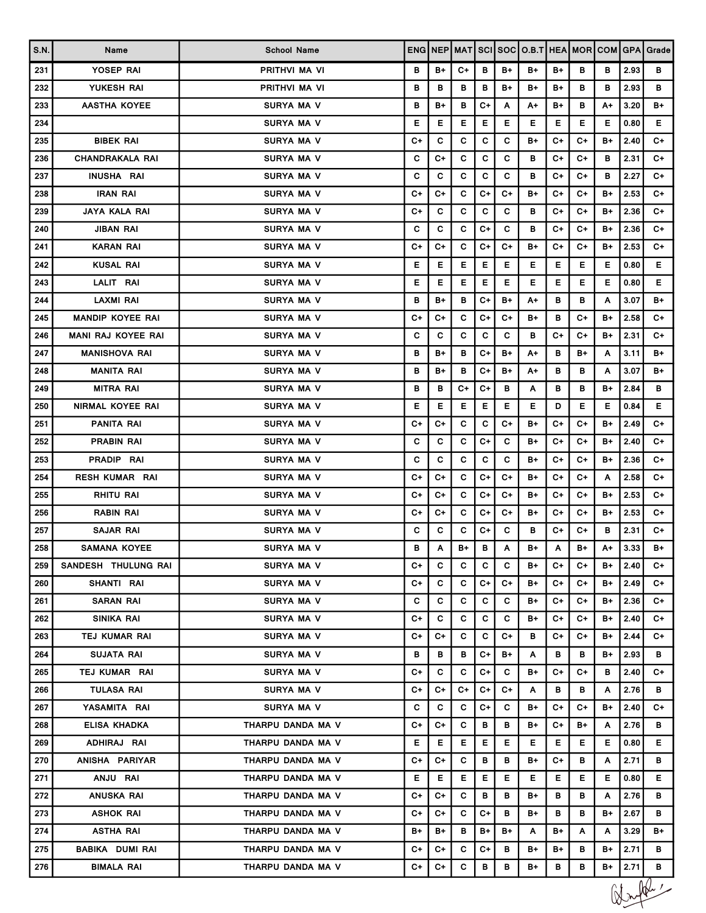| S.N. | Name | School Name | ENG | NEP | MAT | SCI | SOC | O.B.T | HEA | MOR | COM | GPA | Grade |
|---|---|---|---|---|---|---|---|---|---|---|---|---|---|
| 231 | YOSEP RAI | PRITHVI MA VI | B | B+ | C+ | B | B+ | B+ | B+ | B | B | 2.93 | B |
| 232 | YUKESH RAI | PRITHVI MA VI | B | B | B | B | B+ | B+ | B+ | B | B | 2.93 | B |
| 233 | AASTHA KOYEE | SURYA MA V | B | B+ | B | C+ | A | A+ | B+ | B | A+ | 3.20 | B+ |
| 234 | | SURYA MA V | E | E | E | E | E | E | E | E | E | 0.80 | E |
| 235 | BIBEK RAI | SURYA MA V | C+ | C | C | C | C | B+ | C+ | C+ | B+ | 2.40 | C+ |
| 236 | CHANDRAKALA RAI | SURYA MA V | C | C+ | C | C | C | B | C+ | C+ | B | 2.31 | C+ |
| 237 | INUSHA RAI | SURYA MA V | C | C | C | C | C | B | C+ | C+ | B | 2.27 | C+ |
| 238 | IRAN RAI | SURYA MA V | C+ | C+ | C | C+ | C+ | B+ | C+ | C+ | B+ | 2.53 | C+ |
| 239 | JAYA KALA RAI | SURYA MA V | C+ | C | C | C | C | B | C+ | C+ | B+ | 2.36 | C+ |
| 240 | JIBAN RAI | SURYA MA V | C | C | C | C+ | C | B | C+ | C+ | B+ | 2.36 | C+ |
| 241 | KARAN RAI | SURYA MA V | C+ | C+ | C | C+ | C+ | B+ | C+ | C+ | B+ | 2.53 | C+ |
| 242 | KUSAL RAI | SURYA MA V | E | E | E | E | E | E | E | E | E | 0.80 | E |
| 243 | LALIT RAI | SURYA MA V | E | E | E | E | E | E | E | E | E | 0.80 | E |
| 244 | LAXMI RAI | SURYA MA V | B | B+ | B | C+ | B+ | A+ | B | B | A | 3.07 | B+ |
| 245 | MANDIP KOYEE RAI | SURYA MA V | C+ | C+ | C | C+ | C+ | B+ | B | C+ | B+ | 2.58 | C+ |
| 246 | MANI RAJ KOYEE RAI | SURYA MA V | C | C | C | C | C | B | C+ | C+ | B+ | 2.31 | C+ |
| 247 | MANISHOVA RAI | SURYA MA V | B | B+ | B | C+ | B+ | A+ | B | B+ | A | 3.11 | B+ |
| 248 | MANITA RAI | SURYA MA V | B | B+ | B | C+ | B+ | A+ | B | B | A | 3.07 | B+ |
| 249 | MITRA RAI | SURYA MA V | B | B | C+ | C+ | B | A | B | B | B+ | 2.84 | B |
| 250 | NIRMAL KOYEE RAI | SURYA MA V | E | E | E | E | E | E | D | E | E | 0.84 | E |
| 251 | PANITA RAI | SURYA MA V | C+ | C+ | C | C | C+ | B+ | C+ | C+ | B+ | 2.49 | C+ |
| 252 | PRABIN RAI | SURYA MA V | C | C | C | C+ | C | B+ | C+ | C+ | B+ | 2.40 | C+ |
| 253 | PRADIP RAI | SURYA MA V | C | C | C | C | C | B+ | C+ | C+ | B+ | 2.36 | C+ |
| 254 | RESH KUMAR RAI | SURYA MA V | C+ | C+ | C | C+ | C+ | B+ | C+ | C+ | A | 2.58 | C+ |
| 255 | RHITU RAI | SURYA MA V | C+ | C+ | C | C+ | C+ | B+ | C+ | C+ | B+ | 2.53 | C+ |
| 256 | RABIN RAI | SURYA MA V | C+ | C+ | C | C+ | C+ | B+ | C+ | C+ | B+ | 2.53 | C+ |
| 257 | SAJAR RAI | SURYA MA V | C | C | C | C+ | C | B | C+ | C+ | B | 2.31 | C+ |
| 258 | SAMANA KOYEE | SURYA MA V | B | A | B+ | B | A | B+ | A | B+ | A+ | 3.33 | B+ |
| 259 | SANDESH THULUNG RAI | SURYA MA V | C+ | C | C | C | C | B+ | C+ | C+ | B+ | 2.40 | C+ |
| 260 | SHANTI RAI | SURYA MA V | C+ | C | C | C+ | C+ | B+ | C+ | C+ | B+ | 2.49 | C+ |
| 261 | SARAN RAI | SURYA MA V | C | C | C | C | C | B+ | C+ | C+ | B+ | 2.36 | C+ |
| 262 | SINIKA RAI | SURYA MA V | C+ | C | C | C | C | B+ | C+ | C+ | B+ | 2.40 | C+ |
| 263 | TEJ KUMAR RAI | SURYA MA V | C+ | C+ | C | C | C+ | B | C+ | C+ | B+ | 2.44 | C+ |
| 264 | SUJATA RAI | SURYA MA V | B | B | B | C+ | B+ | A | B | B | B+ | 2.93 | B |
| 265 | TEJ KUMAR RAI | SURYA MA V | C+ | C | C | C+ | C | B+ | C+ | C+ | B | 2.40 | C+ |
| 266 | TULASA RAI | SURYA MA V | C+ | C+ | C+ | C+ | C+ | A | B | B | A | 2.76 | B |
| 267 | YASAMITA RAI | SURYA MA V | C | C | C | C+ | C | B+ | C+ | C+ | B+ | 2.40 | C+ |
| 268 | ELISA KHADKA | THARPU DANDA MA V | C+ | C+ | C | B | B | B+ | C+ | B+ | A | 2.76 | B |
| 269 | ADHIRAJ RAI | THARPU DANDA MA V | E | E | E | E | E | E | E | E | E | 0.80 | E |
| 270 | ANISHA PARIYAR | THARPU DANDA MA V | C+ | C+ | C | B | B | B+ | C+ | B | A | 2.71 | B |
| 271 | ANJU RAI | THARPU DANDA MA V | E | E | E | E | E | E | E | E | E | 0.80 | E |
| 272 | ANUSKA RAI | THARPU DANDA MA V | C+ | C+ | C | B | B | B+ | B | B | A | 2.76 | B |
| 273 | ASHOK RAI | THARPU DANDA MA V | C+ | C+ | C | C+ | B | B+ | B | B | B+ | 2.67 | B |
| 274 | ASTHA RAI | THARPU DANDA MA V | B+ | B+ | B | B+ | B+ | A | B+ | A | A | 3.29 | B+ |
| 275 | BABIKA DUMI RAI | THARPU DANDA MA V | C+ | C+ | C | C+ | B | B+ | B+ | B | B+ | 2.71 | B |
| 276 | BIMALA RAI | THARPU DANDA MA V | C+ | C+ | C | B | B | B+ | B | B | B+ | 2.71 | B |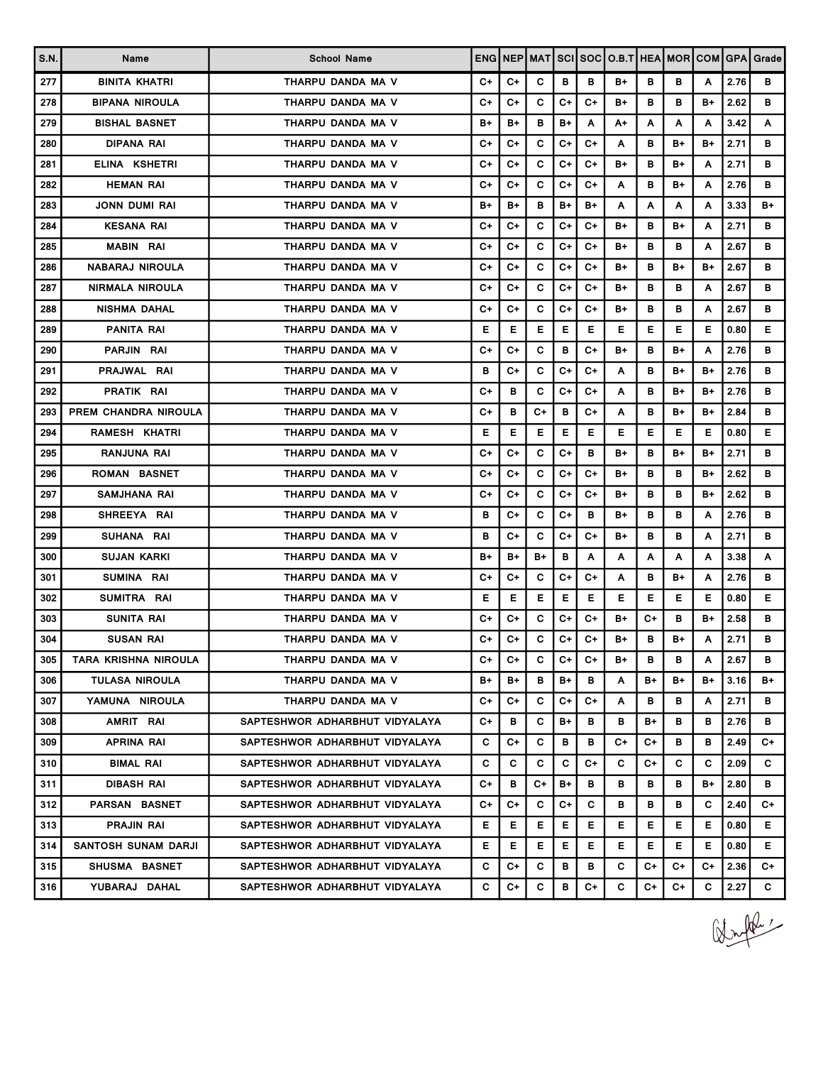| S.N. | Name | School Name | ENG | NEP | MAT | SCI | SOC | O.B.T | HEA | MOR | COM | GPA | Grade |
|---|---|---|---|---|---|---|---|---|---|---|---|---|---|
| 277 | BINITA KHATRI | THARPU DANDA MA V | C+ | C+ | C | B | B | B+ | B | B | A | 2.76 | B |
| 278 | BIPANA NIROULA | THARPU DANDA MA V | C+ | C+ | C | C+ | C+ | B+ | B | B | B+ | 2.62 | B |
| 279 | BISHAL BASNET | THARPU DANDA MA V | B+ | B+ | B | B+ | A | A+ | A | A | A | 3.42 | A |
| 280 | DIPANA RAI | THARPU DANDA MA V | C+ | C+ | C | C+ | C+ | A | B | B+ | B+ | 2.71 | B |
| 281 | ELINA KSHETRI | THARPU DANDA MA V | C+ | C+ | C | C+ | C+ | B+ | B | B+ | A | 2.71 | B |
| 282 | HEMAN RAI | THARPU DANDA MA V | C+ | C+ | C | C+ | C+ | A | B | B+ | A | 2.76 | B |
| 283 | JONN DUMI RAI | THARPU DANDA MA V | B+ | B+ | B | B+ | B+ | A | A | A | A | 3.33 | B+ |
| 284 | KESANA RAI | THARPU DANDA MA V | C+ | C+ | C | C+ | C+ | B+ | B | B+ | A | 2.71 | B |
| 285 | MABIN RAI | THARPU DANDA MA V | C+ | C+ | C | C+ | C+ | B+ | B | B | A | 2.67 | B |
| 286 | NABARAJ NIROULA | THARPU DANDA MA V | C+ | C+ | C | C+ | C+ | B+ | B | B+ | B+ | 2.67 | B |
| 287 | NIRMALA NIROULA | THARPU DANDA MA V | C+ | C+ | C | C+ | C+ | B+ | B | B | A | 2.67 | B |
| 288 | NISHMA DAHAL | THARPU DANDA MA V | C+ | C+ | C | C+ | C+ | B+ | B | B | A | 2.67 | B |
| 289 | PANITA RAI | THARPU DANDA MA V | E | E | E | E | E | E | E | E | E | 0.80 | E |
| 290 | PARJIN RAI | THARPU DANDA MA V | C+ | C+ | C | B | C+ | B+ | B | B+ | A | 2.76 | B |
| 291 | PRAJWAL RAI | THARPU DANDA MA V | B | C+ | C | C+ | C+ | A | B | B+ | B+ | 2.76 | B |
| 292 | PRATIK RAI | THARPU DANDA MA V | C+ | B | C | C+ | C+ | A | B | B+ | B+ | 2.76 | B |
| 293 | PREM CHANDRA NIROULA | THARPU DANDA MA V | C+ | B | C+ | B | C+ | A | B | B+ | B+ | 2.84 | B |
| 294 | RAMESH KHATRI | THARPU DANDA MA V | E | E | E | E | E | E | E | E | E | 0.80 | E |
| 295 | RANJUNA RAI | THARPU DANDA MA V | C+ | C+ | C | C+ | B | B+ | B | B+ | B+ | 2.71 | B |
| 296 | ROMAN BASNET | THARPU DANDA MA V | C+ | C+ | C | C+ | C+ | B+ | B | B | B+ | 2.62 | B |
| 297 | SAMJHANA RAI | THARPU DANDA MA V | C+ | C+ | C | C+ | C+ | B+ | B | B | B+ | 2.62 | B |
| 298 | SHREEYA RAI | THARPU DANDA MA V | B | C+ | C | C+ | B | B+ | B | B | A | 2.76 | B |
| 299 | SUHANA RAI | THARPU DANDA MA V | B | C+ | C | C+ | C+ | B+ | B | B | A | 2.71 | B |
| 300 | SUJAN KARKI | THARPU DANDA MA V | B+ | B+ | B+ | B | A | A | A | A | A | 3.38 | A |
| 301 | SUMINA RAI | THARPU DANDA MA V | C+ | C+ | C | C+ | C+ | A | B | B+ | A | 2.76 | B |
| 302 | SUMITRA RAI | THARPU DANDA MA V | E | E | E | E | E | E | E | E | E | 0.80 | E |
| 303 | SUNITA RAI | THARPU DANDA MA V | C+ | C+ | C | C+ | C+ | B+ | C+ | B | B+ | 2.58 | B |
| 304 | SUSAN RAI | THARPU DANDA MA V | C+ | C+ | C | C+ | C+ | B+ | B | B+ | A | 2.71 | B |
| 305 | TARA KRISHNA NIROULA | THARPU DANDA MA V | C+ | C+ | C | C+ | C+ | B+ | B | B | A | 2.67 | B |
| 306 | TULASA NIROULA | THARPU DANDA MA V | B+ | B+ | B | B+ | B | A | B+ | B+ | B+ | 3.16 | B+ |
| 307 | YAMUNA NIROULA | THARPU DANDA MA V | C+ | C+ | C | C+ | C+ | A | B | B | A | 2.71 | B |
| 308 | AMRIT RAI | SAPTESHWOR ADHARBHUT VIDYALAYA | C+ | B | C | B+ | B | B | B+ | B | B | 2.76 | B |
| 309 | APRINA RAI | SAPTESHWOR ADHARBHUT VIDYALAYA | C | C+ | C | B | B | C+ | C+ | B | B | 2.49 | C+ |
| 310 | BIMAL RAI | SAPTESHWOR ADHARBHUT VIDYALAYA | C | C | C | C | C+ | C | C+ | C | C | 2.09 | C |
| 311 | DIBASH RAI | SAPTESHWOR ADHARBHUT VIDYALAYA | C+ | B | C+ | B+ | B | B | B | B | B+ | 2.80 | B |
| 312 | PARSAN BASNET | SAPTESHWOR ADHARBHUT VIDYALAYA | C+ | C+ | C | C+ | C | B | B | B | C | 2.40 | C+ |
| 313 | PRAJIN RAI | SAPTESHWOR ADHARBHUT VIDYALAYA | E | E | E | E | E | E | E | E | E | 0.80 | E |
| 314 | SANTOSH SUNAM DARJI | SAPTESHWOR ADHARBHUT VIDYALAYA | E | E | E | E | E | E | E | E | E | 0.80 | E |
| 315 | SHUSMA BASNET | SAPTESHWOR ADHARBHUT VIDYALAYA | C | C+ | C | B | B | C | C+ | C+ | C+ | 2.36 | C+ |
| 316 | YUBARAJ DAHAL | SAPTESHWOR ADHARBHUT VIDYALAYA | C | C+ | C | B | C+ | C | C+ | C+ | C | 2.27 | C |